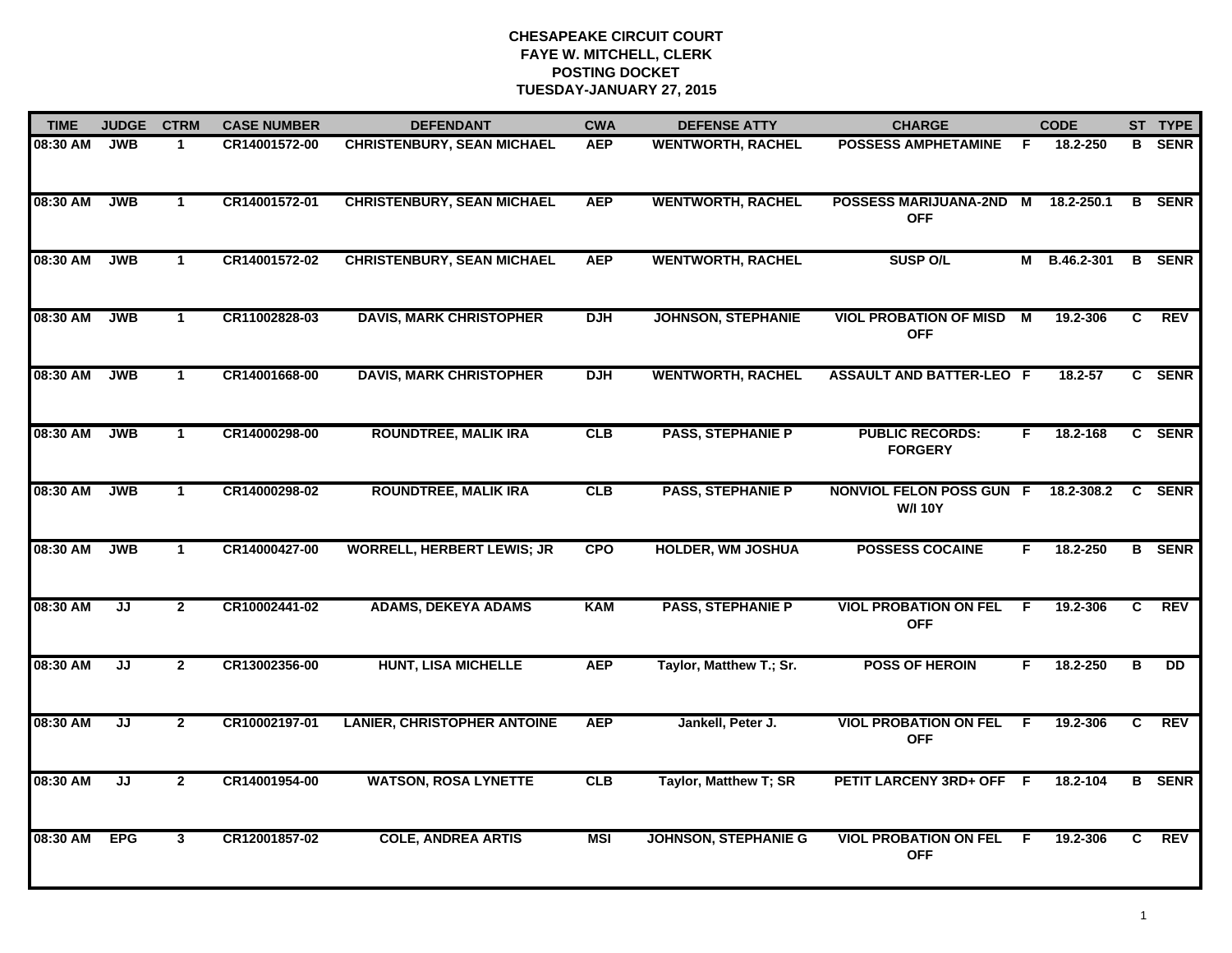**CHESAPEAKE CIRCUIT COURT**
**FAYE W. MITCHELL, CLERK**
**POSTING DOCKET**
**TUESDAY-JANUARY 27, 2015**

| TIME | JUDGE | CTRM | CASE NUMBER | DEFENDANT | CWA | DEFENSE ATTY | CHARGE | | CODE | ST | TYPE |
|---|---|---|---|---|---|---|---|---|---|---|---|
| 08:30 AM | JWB | 1 | CR14001572-00 | CHRISTENBURY, SEAN MICHAEL | AEP | WENTWORTH, RACHEL | POSSESS AMPHETAMINE | F | 18.2-250 | B | SENR |
| 08:30 AM | JWB | 1 | CR14001572-01 | CHRISTENBURY, SEAN MICHAEL | AEP | WENTWORTH, RACHEL | POSSESS MARIJUANA-2ND OFF | M | 18.2-250.1 | B | SENR |
| 08:30 AM | JWB | 1 | CR14001572-02 | CHRISTENBURY, SEAN MICHAEL | AEP | WENTWORTH, RACHEL | SUSP O/L | M | B.46.2-301 | B | SENR |
| 08:30 AM | JWB | 1 | CR11002828-03 | DAVIS, MARK CHRISTOPHER | DJH | JOHNSON, STEPHANIE | VIOL PROBATION OF MISD OFF | M | 19.2-306 | C | REV |
| 08:30 AM | JWB | 1 | CR14001668-00 | DAVIS, MARK CHRISTOPHER | DJH | WENTWORTH, RACHEL | ASSAULT AND BATTER-LEO | F | 18.2-57 | C | SENR |
| 08:30 AM | JWB | 1 | CR14000298-00 | ROUNDTREE, MALIK IRA | CLB | PASS, STEPHANIE P | PUBLIC RECORDS: FORGERY | F | 18.2-168 | C | SENR |
| 08:30 AM | JWB | 1 | CR14000298-02 | ROUNDTREE, MALIK IRA | CLB | PASS, STEPHANIE P | NONVIOL FELON POSS GUN W/I 10Y | F | 18.2-308.2 | C | SENR |
| 08:30 AM | JWB | 1 | CR14000427-00 | WORRELL, HERBERT LEWIS; JR | CPO | HOLDER, WM JOSHUA | POSSESS COCAINE | F | 18.2-250 | B | SENR |
| 08:30 AM | JJ | 2 | CR10002441-02 | ADAMS, DEKEYA ADAMS | KAM | PASS, STEPHANIE P | VIOL PROBATION ON FEL OFF | F | 19.2-306 | C | REV |
| 08:30 AM | JJ | 2 | CR13002356-00 | HUNT, LISA MICHELLE | AEP | Taylor, Matthew T.; Sr. | POSS OF HEROIN | F | 18.2-250 | B | DD |
| 08:30 AM | JJ | 2 | CR10002197-01 | LANIER, CHRISTOPHER ANTOINE | AEP | Jankell, Peter J. | VIOL PROBATION ON FEL OFF | F | 19.2-306 | C | REV |
| 08:30 AM | JJ | 2 | CR14001954-00 | WATSON, ROSA LYNETTE | CLB | Taylor, Matthew T; SR | PETIT LARCENY 3RD+ OFF | F | 18.2-104 | B | SENR |
| 08:30 AM | EPG | 3 | CR12001857-02 | COLE, ANDREA ARTIS | MSI | JOHNSON, STEPHANIE G | VIOL PROBATION ON FEL OFF | F | 19.2-306 | C | REV |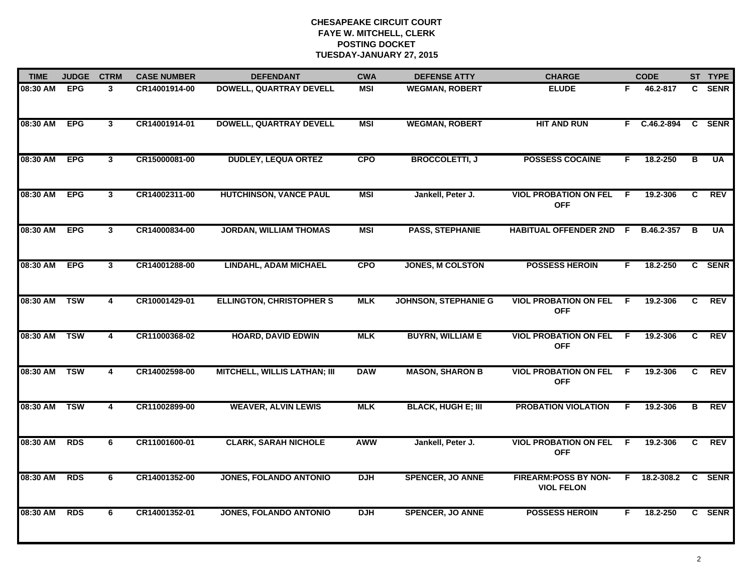# CHESAPEAKE CIRCUIT COURT
## FAYE W. MITCHELL, CLERK
## POSTING DOCKET
## TUESDAY-JANUARY 27, 2015

| TIME | JUDGE | CTRM | CASE NUMBER | DEFENDANT | CWA | DEFENSE ATTY | CHARGE | | CODE | ST | TYPE |
|---|---|---|---|---|---|---|---|---|---|---|---|
| 08:30 AM | EPG | 3 | CR14001914-00 | DOWELL, QUARTRAY DEVELL | MSI | WEGMAN, ROBERT | ELUDE | F | 46.2-817 | C | SENR |
| 08:30 AM | EPG | 3 | CR14001914-01 | DOWELL, QUARTRAY DEVELL | MSI | WEGMAN, ROBERT | HIT AND RUN | F | C.46.2-894 | C | SENR |
| 08:30 AM | EPG | 3 | CR15000081-00 | DUDLEY, LEQUA ORTEZ | CPO | BROCCOLETTI, J | POSSESS COCAINE | F | 18.2-250 | B | UA |
| 08:30 AM | EPG | 3 | CR14002311-00 | HUTCHINSON, VANCE PAUL | MSI | Jankell, Peter J. | VIOL PROBATION ON FEL OFF | F | 19.2-306 | C | REV |
| 08:30 AM | EPG | 3 | CR14000834-00 | JORDAN, WILLIAM THOMAS | MSI | PASS, STEPHANIE | HABITUAL OFFENDER 2ND | F | B.46.2-357 | B | UA |
| 08:30 AM | EPG | 3 | CR14001288-00 | LINDAHL, ADAM MICHAEL | CPO | JONES, M COLSTON | POSSESS HEROIN | F | 18.2-250 | C | SENR |
| 08:30 AM | TSW | 4 | CR10001429-01 | ELLINGTON, CHRISTOPHER S | MLK | JOHNSON, STEPHANIE G | VIOL PROBATION ON FEL OFF | F | 19.2-306 | C | REV |
| 08:30 AM | TSW | 4 | CR11000368-02 | HOARD, DAVID EDWIN | MLK | BUYRN, WILLIAM E | VIOL PROBATION ON FEL OFF | F | 19.2-306 | C | REV |
| 08:30 AM | TSW | 4 | CR14002598-00 | MITCHELL, WILLIS LATHAN; III | DAW | MASON, SHARON B | VIOL PROBATION ON FEL OFF | F | 19.2-306 | C | REV |
| 08:30 AM | TSW | 4 | CR11002899-00 | WEAVER, ALVIN LEWIS | MLK | BLACK, HUGH E; III | PROBATION VIOLATION | F | 19.2-306 | B | REV |
| 08:30 AM | RDS | 6 | CR11001600-01 | CLARK, SARAH NICHOLE | AWW | Jankell, Peter J. | VIOL PROBATION ON FEL OFF | F | 19.2-306 | C | REV |
| 08:30 AM | RDS | 6 | CR14001352-00 | JONES, FOLANDO ANTONIO | DJH | SPENCER, JO ANNE | FIREARM:POSS BY NON-VIOL FELON | F | 18.2-308.2 | C | SENR |
| 08:30 AM | RDS | 6 | CR14001352-01 | JONES, FOLANDO ANTONIO | DJH | SPENCER, JO ANNE | POSSESS HEROIN | F | 18.2-250 | C | SENR |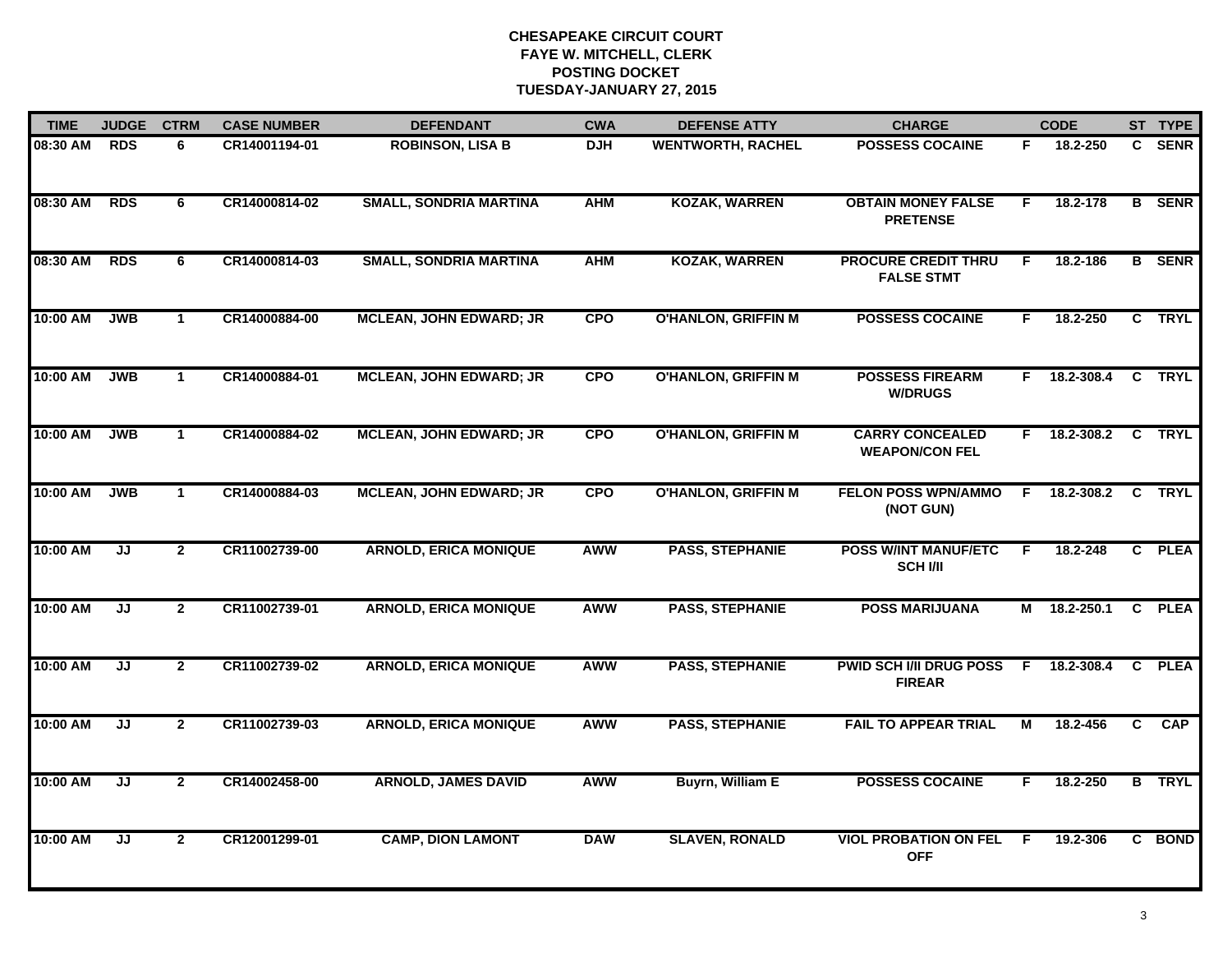# CHESAPEAKE CIRCUIT COURT
## FAYE W. MITCHELL, CLERK
## POSTING DOCKET
## TUESDAY-JANUARY 27, 2015

| TIME | JUDGE | CTRM | CASE NUMBER | DEFENDANT | CWA | DEFENSE ATTY | CHARGE | | CODE | ST | TYPE |
|---|---|---|---|---|---|---|---|---|---|---|---|
| 08:30 AM | RDS | 6 | CR14001194-01 | ROBINSON, LISA B | DJH | WENTWORTH, RACHEL | POSSESS COCAINE | F | 18.2-250 | C | SENR |
| 08:30 AM | RDS | 6 | CR14000814-02 | SMALL, SONDRIA MARTINA | AHM | KOZAK, WARREN | OBTAIN MONEY FALSE PRETENSE | F | 18.2-178 | B | SENR |
| 08:30 AM | RDS | 6 | CR14000814-03 | SMALL, SONDRIA MARTINA | AHM | KOZAK, WARREN | PROCURE CREDIT THRU FALSE STMT | F | 18.2-186 | B | SENR |
| 10:00 AM | JWB | 1 | CR14000884-00 | MCLEAN, JOHN EDWARD; JR | CPO | O'HANLON, GRIFFIN M | POSSESS COCAINE | F | 18.2-250 | C | TRYL |
| 10:00 AM | JWB | 1 | CR14000884-01 | MCLEAN, JOHN EDWARD; JR | CPO | O'HANLON, GRIFFIN M | POSSESS FIREARM W/DRUGS | F | 18.2-308.4 | C | TRYL |
| 10:00 AM | JWB | 1 | CR14000884-02 | MCLEAN, JOHN EDWARD; JR | CPO | O'HANLON, GRIFFIN M | CARRY CONCEALED WEAPON/CON FEL | F | 18.2-308.2 | C | TRYL |
| 10:00 AM | JWB | 1 | CR14000884-03 | MCLEAN, JOHN EDWARD; JR | CPO | O'HANLON, GRIFFIN M | FELON POSS WPN/AMMO (NOT GUN) | F | 18.2-308.2 | C | TRYL |
| 10:00 AM | JJ | 2 | CR11002739-00 | ARNOLD, ERICA MONIQUE | AWW | PASS, STEPHANIE | POSS W/INT MANUF/ETC SCH I/II | F | 18.2-248 | C | PLEA |
| 10:00 AM | JJ | 2 | CR11002739-01 | ARNOLD, ERICA MONIQUE | AWW | PASS, STEPHANIE | POSS MARIJUANA | M | 18.2-250.1 | C | PLEA |
| 10:00 AM | JJ | 2 | CR11002739-02 | ARNOLD, ERICA MONIQUE | AWW | PASS, STEPHANIE | PWID SCH I/II DRUG POSS FIREAR | F | 18.2-308.4 | C | PLEA |
| 10:00 AM | JJ | 2 | CR11002739-03 | ARNOLD, ERICA MONIQUE | AWW | PASS, STEPHANIE | FAIL TO APPEAR TRIAL | M | 18.2-456 | C | CAP |
| 10:00 AM | JJ | 2 | CR14002458-00 | ARNOLD, JAMES DAVID | AWW | Buyrn, William E | POSSESS COCAINE | F | 18.2-250 | B | TRYL |
| 10:00 AM | JJ | 2 | CR12001299-01 | CAMP, DION LAMONT | DAW | SLAVEN, RONALD | VIOL PROBATION ON FEL OFF | F | 19.2-306 | C | BOND |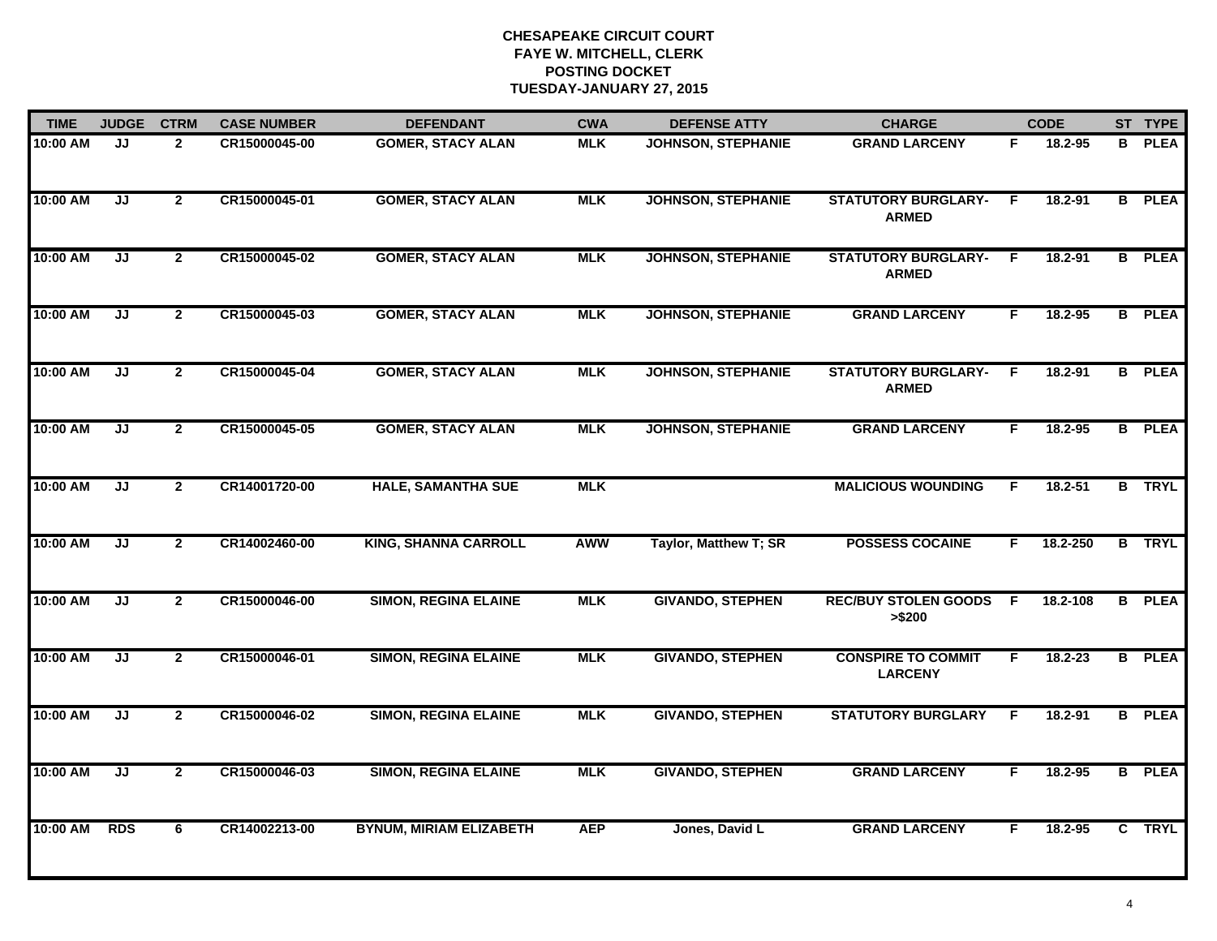**CHESAPEAKE CIRCUIT COURT**
**FAYE W. MITCHELL, CLERK**
**POSTING DOCKET**
**TUESDAY-JANUARY 27, 2015**

| TIME | JUDGE | CTRM | CASE NUMBER | DEFENDANT | CWA | DEFENSE ATTY | CHARGE | | CODE | ST | TYPE |
|---|---|---|---|---|---|---|---|---|---|---|---|
| 10:00 AM | JJ | 2 | CR15000045-00 | GOMER, STACY ALAN | MLK | JOHNSON, STEPHANIE | GRAND LARCENY | F | 18.2-95 | B | PLEA |
| 10:00 AM | JJ | 2 | CR15000045-01 | GOMER, STACY ALAN | MLK | JOHNSON, STEPHANIE | STATUTORY BURGLARY-ARMED | F | 18.2-91 | B | PLEA |
| 10:00 AM | JJ | 2 | CR15000045-02 | GOMER, STACY ALAN | MLK | JOHNSON, STEPHANIE | STATUTORY BURGLARY-ARMED | F | 18.2-91 | B | PLEA |
| 10:00 AM | JJ | 2 | CR15000045-03 | GOMER, STACY ALAN | MLK | JOHNSON, STEPHANIE | GRAND LARCENY | F | 18.2-95 | B | PLEA |
| 10:00 AM | JJ | 2 | CR15000045-04 | GOMER, STACY ALAN | MLK | JOHNSON, STEPHANIE | STATUTORY BURGLARY-ARMED | F | 18.2-91 | B | PLEA |
| 10:00 AM | JJ | 2 | CR15000045-05 | GOMER, STACY ALAN | MLK | JOHNSON, STEPHANIE | GRAND LARCENY | F | 18.2-95 | B | PLEA |
| 10:00 AM | JJ | 2 | CR14001720-00 | HALE, SAMANTHA SUE | MLK | | MALICIOUS WOUNDING | F | 18.2-51 | B | TRYL |
| 10:00 AM | JJ | 2 | CR14002460-00 | KING, SHANNA CARROLL | AWW | Taylor, Matthew T; SR | POSSESS COCAINE | F | 18.2-250 | B | TRYL |
| 10:00 AM | JJ | 2 | CR15000046-00 | SIMON, REGINA ELAINE | MLK | GIVANDO, STEPHEN | REC/BUY STOLEN GOODS >$200 | F | 18.2-108 | B | PLEA |
| 10:00 AM | JJ | 2 | CR15000046-01 | SIMON, REGINA ELAINE | MLK | GIVANDO, STEPHEN | CONSPIRE TO COMMIT LARCENY | F | 18.2-23 | B | PLEA |
| 10:00 AM | JJ | 2 | CR15000046-02 | SIMON, REGINA ELAINE | MLK | GIVANDO, STEPHEN | STATUTORY BURGLARY | F | 18.2-91 | B | PLEA |
| 10:00 AM | JJ | 2 | CR15000046-03 | SIMON, REGINA ELAINE | MLK | GIVANDO, STEPHEN | GRAND LARCENY | F | 18.2-95 | B | PLEA |
| 10:00 AM | RDS | 6 | CR14002213-00 | BYNUM, MIRIAM ELIZABETH | AEP | Jones, David L | GRAND LARCENY | F | 18.2-95 | C | TRYL |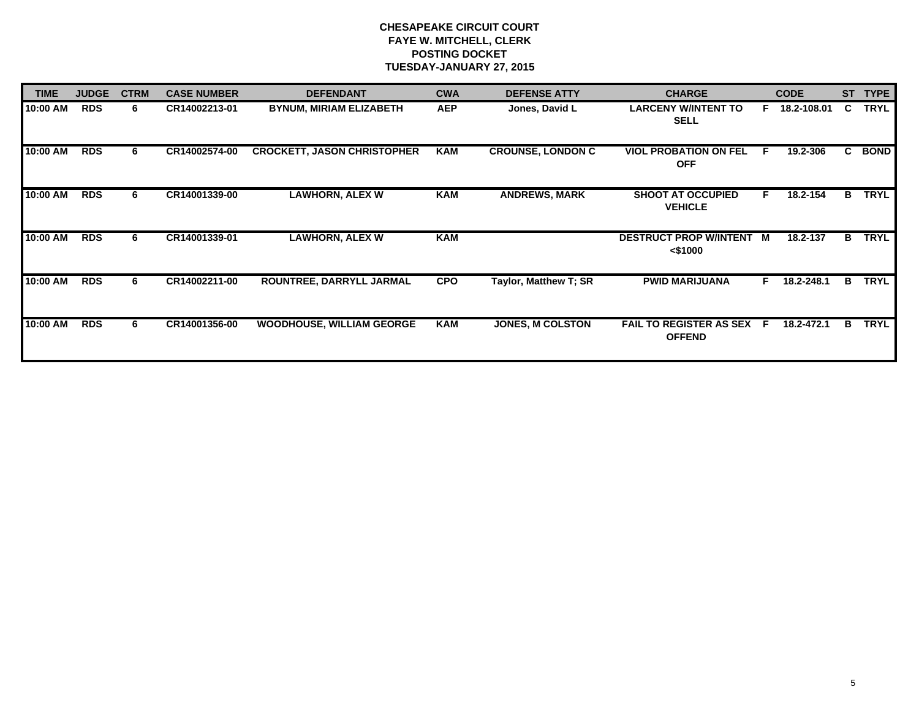**CHESAPEAKE CIRCUIT COURT**
**FAYE W. MITCHELL, CLERK**
**POSTING DOCKET**
**TUESDAY-JANUARY 27, 2015**

| TIME | JUDGE | CTRM | CASE NUMBER | DEFENDANT | CWA | DEFENSE ATTY | CHARGE | | CODE | ST | TYPE |
|---|---|---|---|---|---|---|---|---|---|---|---|
| 10:00 AM | RDS | 6 | CR14002213-01 | BYNUM, MIRIAM ELIZABETH | AEP | Jones, David L | LARCENY W/INTENT TO SELL | F | 18.2-108.01 | C | TRYL |
| 10:00 AM | RDS | 6 | CR14002574-00 | CROCKETT, JASON CHRISTOPHER | KAM | CROUNSE, LONDON C | VIOL PROBATION ON FEL OFF | F | 19.2-306 | C | BOND |
| 10:00 AM | RDS | 6 | CR14001339-00 | LAWHORN, ALEX W | KAM | ANDREWS, MARK | SHOOT AT OCCUPIED VEHICLE | F | 18.2-154 | B | TRYL |
| 10:00 AM | RDS | 6 | CR14001339-01 | LAWHORN, ALEX W | KAM | | DESTRUCT PROP W/INTENT <$1000 | M | 18.2-137 | B | TRYL |
| 10:00 AM | RDS | 6 | CR14002211-00 | ROUNTREE, DARRYLL JARMAL | CPO | Taylor, Matthew T; SR | PWID MARIJUANA | F | 18.2-248.1 | B | TRYL |
| 10:00 AM | RDS | 6 | CR14001356-00 | WOODHOUSE, WILLIAM GEORGE | KAM | JONES, M COLSTON | FAIL TO REGISTER AS SEX OFFEND | F | 18.2-472.1 | B | TRYL |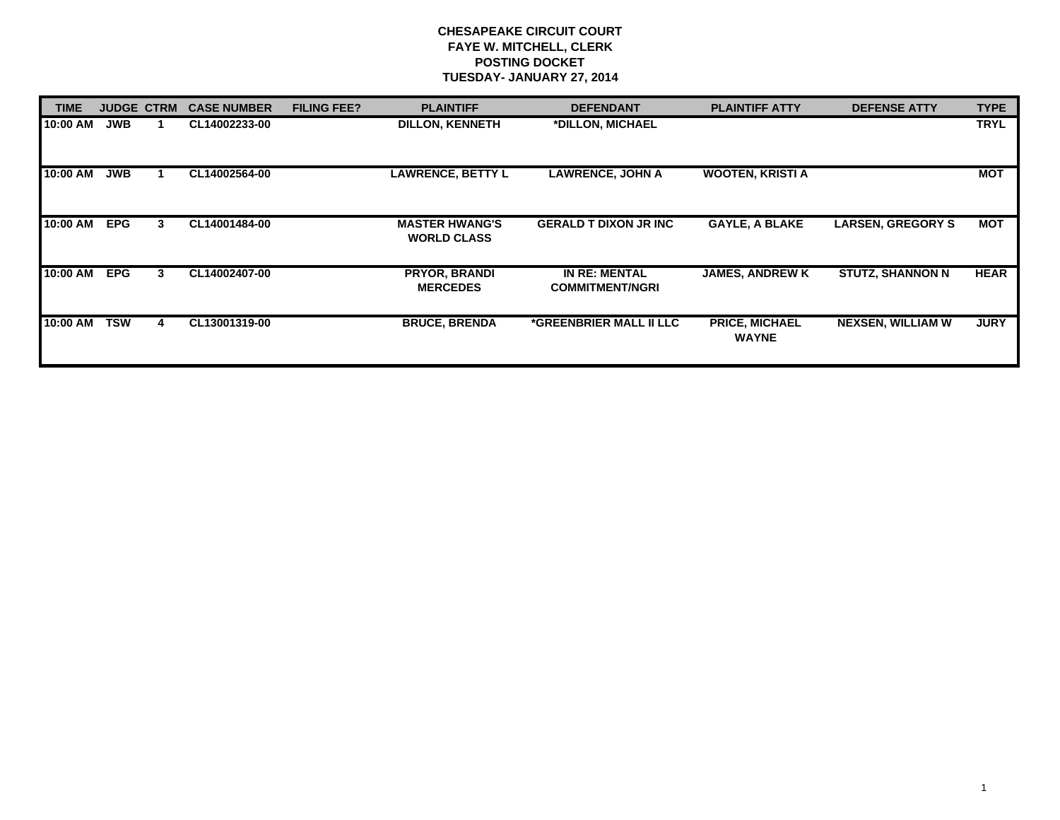**CHESAPEAKE CIRCUIT COURT**
**FAYE W. MITCHELL, CLERK**
**POSTING DOCKET**
**TUESDAY- JANUARY 27, 2014**

| TIME | JUDGE | CTRM | CASE NUMBER | FILING FEE? | PLAINTIFF | DEFENDANT | PLAINTIFF ATTY | DEFENSE ATTY | TYPE |
|---|---|---|---|---|---|---|---|---|---|
| 10:00 AM | JWB | 1 | CL14002233-00 | | DILLON, KENNETH | *DILLON, MICHAEL | | | TRYL |
| 10:00 AM | JWB | 1 | CL14002564-00 | | LAWRENCE, BETTY L | LAWRENCE, JOHN A | WOOTEN, KRISTI A | | MOT |
| 10:00 AM | EPG | 3 | CL14001484-00 | | MASTER HWANG'S WORLD CLASS | GERALD T DIXON JR INC | GAYLE, A BLAKE | LARSEN, GREGORY S | MOT |
| 10:00 AM | EPG | 3 | CL14002407-00 | | PRYOR, BRANDI MERCEDES | IN RE: MENTAL COMMITMENT/NGRI | JAMES, ANDREW K | STUTZ, SHANNON N | HEAR |
| 10:00 AM | TSW | 4 | CL13001319-00 | | BRUCE, BRENDA | *GREENBRIER MALL II LLC | PRICE, MICHAEL WAYNE | NEXSEN, WILLIAM W | JURY |